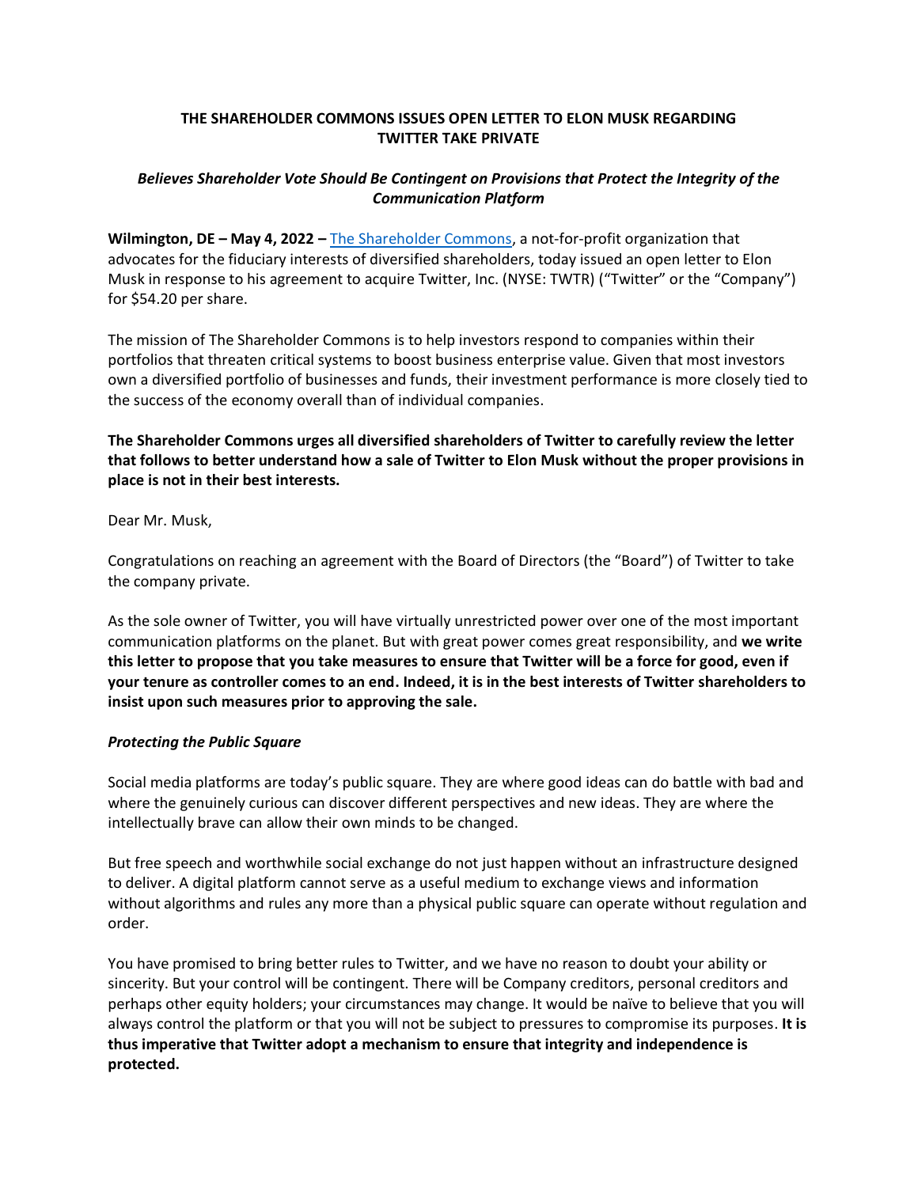# THE SHAREHOLDER COMMONS ISSUES OPEN LETTER TO ELON MUSK REGARDING TWITTER TAKE PRIVATE

### *Believes Shareholder Vote Should Be Contingent on Provisions that Protect the Integrity of the Communication Platform*

**Wilmington, DE – May 4, 2022 –** [The Shareholder Commons](), a not-for-profit organization that advocates for the fiduciary interests of diversified shareholders, today issued an open letter to Elon Musk in response to his agreement to acquire Twitter, Inc. (NYSE: TWTR) ("Twitter" or the "Company") for $54.20 per share.

The mission of The Shareholder Commons is to help investors respond to companies within their portfolios that threaten critical systems to boost business enterprise value. Given that most investors own a diversified portfolio of businesses and funds, their investment performance is more closely tied to the success of the economy overall than of individual companies.

**The Shareholder Commons urges all diversified shareholders of Twitter to carefully review the letter that follows to better understand how a sale of Twitter to Elon Musk without the proper provisions in place is not in their best interests.**

Dear Mr. Musk,

Congratulations on reaching an agreement with the Board of Directors (the "Board") of Twitter to take the company private.

As the sole owner of Twitter, you will have virtually unrestricted power over one of the most important communication platforms on the planet. But with great power comes great responsibility, and **we write this letter to propose that you take measures to ensure that Twitter will be a force for good, even if your tenure as controller comes to an end. Indeed, it is in the best interests of Twitter shareholders to insist upon such measures prior to approving the sale.**

### *Protecting the Public Square*

Social media platforms are today's public square. They are where good ideas can do battle with bad and where the genuinely curious can discover different perspectives and new ideas. They are where the intellectually brave can allow their own minds to be changed.

But free speech and worthwhile social exchange do not just happen without an infrastructure designed to deliver. A digital platform cannot serve as a useful medium to exchange views and information without algorithms and rules any more than a physical public square can operate without regulation and order.

You have promised to bring better rules to Twitter, and we have no reason to doubt your ability or sincerity. But your control will be contingent. There will be Company creditors, personal creditors and perhaps other equity holders; your circumstances may change. It would be naïve to believe that you will always control the platform or that you will not be subject to pressures to compromise its purposes. **It is thus imperative that Twitter adopt a mechanism to ensure that integrity and independence is protected.**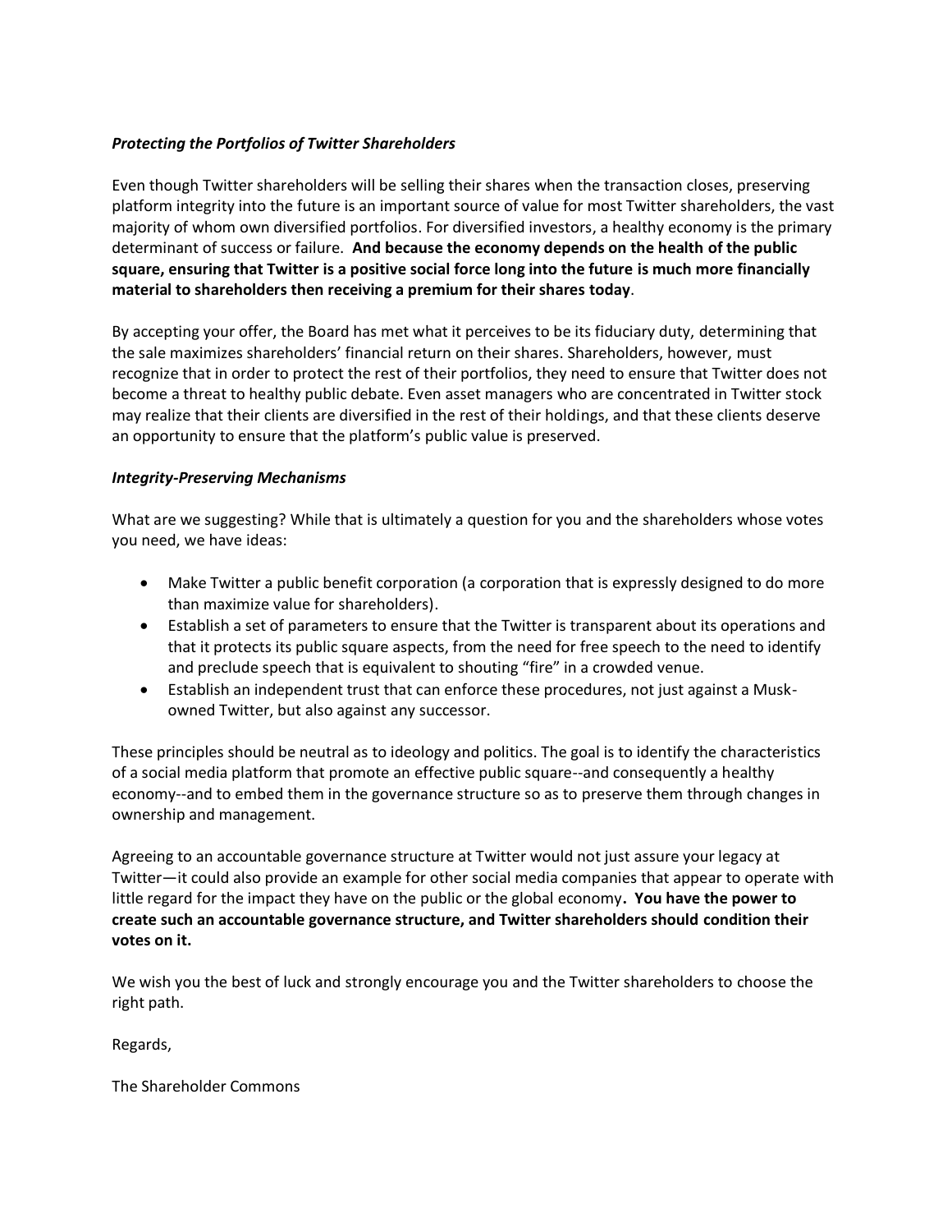***Protecting the Portfolios of Twitter Shareholders***

Even though Twitter shareholders will be selling their shares when the transaction closes, preserving platform integrity into the future is an important source of value for most Twitter shareholders, the vast majority of whom own diversified portfolios. For diversified investors, a healthy economy is the primary determinant of success or failure. **And because the economy depends on the health of the public square, ensuring that Twitter is a positive social force long into the future is much more financially material to shareholders then receiving a premium for their shares today**.

By accepting your offer, the Board has met what it perceives to be its fiduciary duty, determining that the sale maximizes shareholders' financial return on their shares. Shareholders, however, must recognize that in order to protect the rest of their portfolios, they need to ensure that Twitter does not become a threat to healthy public debate. Even asset managers who are concentrated in Twitter stock may realize that their clients are diversified in the rest of their holdings, and that these clients deserve an opportunity to ensure that the platform's public value is preserved.

***Integrity-Preserving Mechanisms***

What are we suggesting? While that is ultimately a question for you and the shareholders whose votes you need, we have ideas:

- Make Twitter a public benefit corporation (a corporation that is expressly designed to do more than maximize value for shareholders).
- Establish a set of parameters to ensure that the Twitter is transparent about its operations and that it protects its public square aspects, from the need for free speech to the need to identify and preclude speech that is equivalent to shouting "fire" in a crowded venue.
- Establish an independent trust that can enforce these procedures, not just against a Musk-owned Twitter, but also against any successor.

These principles should be neutral as to ideology and politics. The goal is to identify the characteristics of a social media platform that promote an effective public square--and consequently a healthy economy--and to embed them in the governance structure so as to preserve them through changes in ownership and management.

Agreeing to an accountable governance structure at Twitter would not just assure your legacy at Twitter—it could also provide an example for other social media companies that appear to operate with little regard for the impact they have on the public or the global economy**. You have the power to create such an accountable governance structure, and Twitter shareholders should condition their votes on it.**

We wish you the best of luck and strongly encourage you and the Twitter shareholders to choose the right path.

Regards,

The Shareholder Commons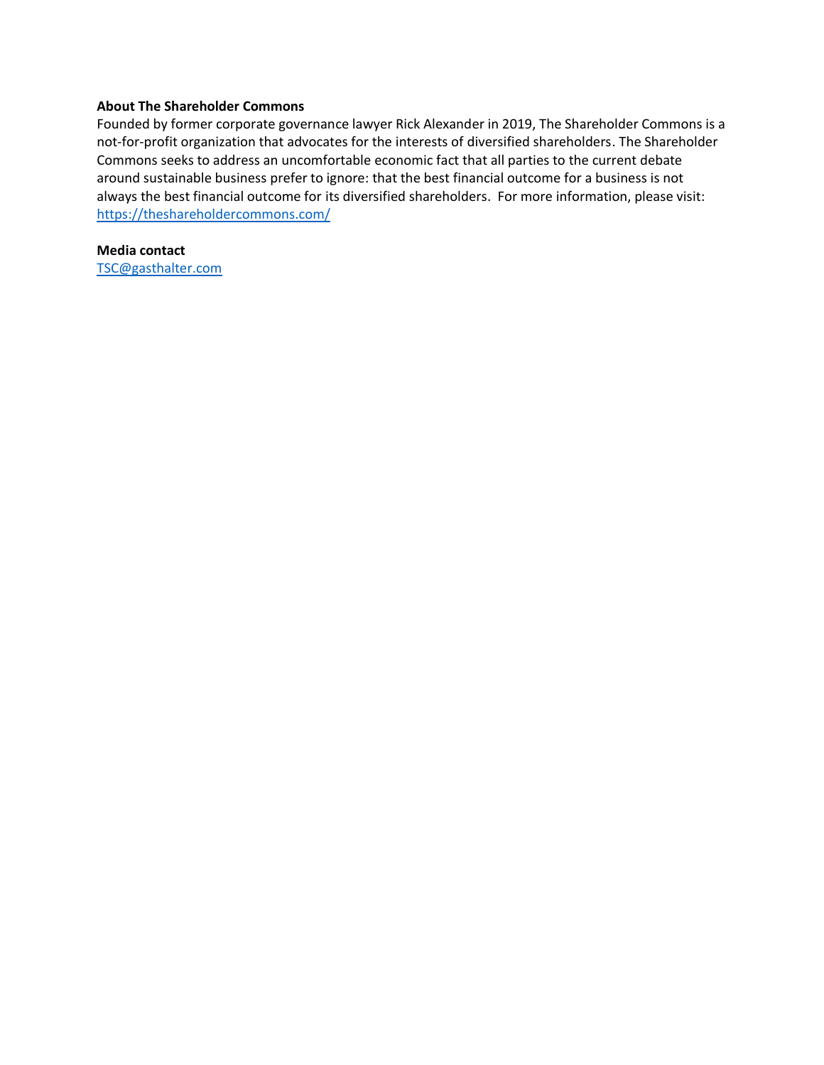**About The Shareholder Commons**

Founded by former corporate governance lawyer Rick Alexander in 2019, The Shareholder Commons is a not-for-profit organization that advocates for the interests of diversified shareholders. The Shareholder Commons seeks to address an uncomfortable economic fact that all parties to the current debate around sustainable business prefer to ignore: that the best financial outcome for a business is not always the best financial outcome for its diversified shareholders. For more information, please visit: https://theshareholdercommons.com/

**Media contact**

TSC@gasthalter.com